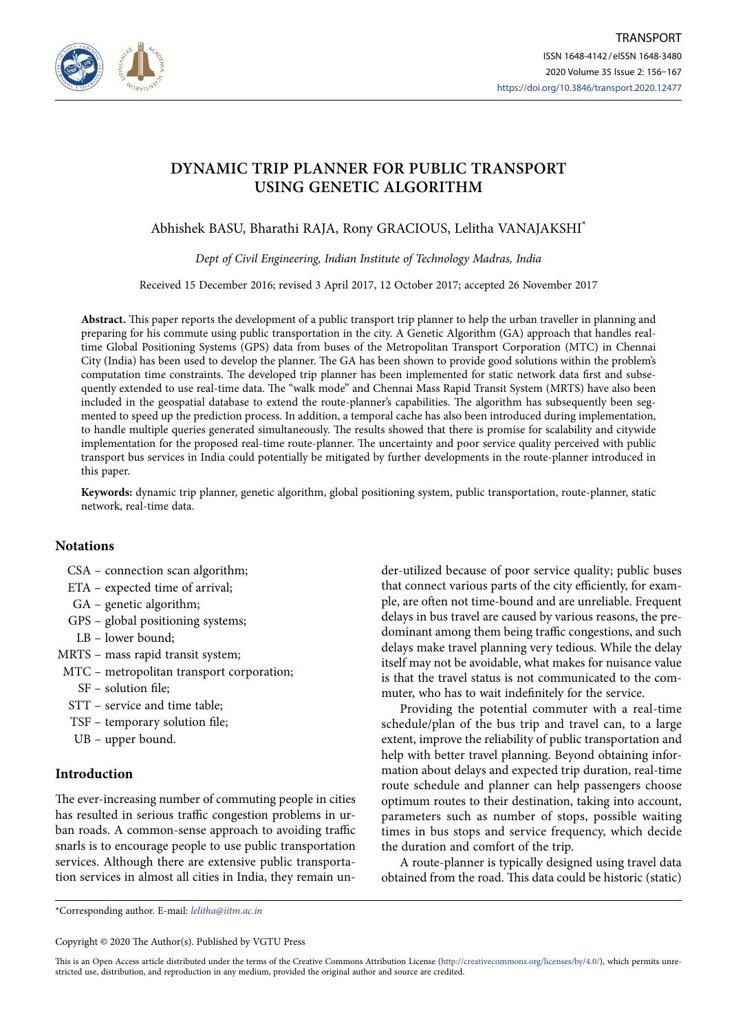# DYNAMIC TRIP PLANNER FOR PUBLIC TRANSPORT USING GENETIC ALGORITHM

Abhishek BASU, Bharathi RAJA, Rony GRACIOUS, Lelitha VANAJAKSHI*

*Dept of Civil Engineering, Indian Institute of Technology Madras, India*

Received 15 December 2016; revised 3 April 2017, 12 October 2017; accepted 26 November 2017

**Abstract.** This paper reports the development of a public transport trip planner to help the urban traveller in planning and preparing for his commute using public transportation in the city. A Genetic Algorithm (GA) approach that handles real-time Global Positioning Systems (GPS) data from buses of the Metropolitan Transport Corporation (MTC) in Chennai City (India) has been used to develop the planner. The GA has been shown to provide good solutions within the problem's computation time constraints. The developed trip planner has been implemented for static network data first and subsequently extended to use real-time data. The "walk mode" and Chennai Mass Rapid Transit System (MRTS) have also been included in the geospatial database to extend the route-planner's capabilities. The algorithm has subsequently been segmented to speed up the prediction process. In addition, a temporal cache has also been introduced during implementation, to handle multiple queries generated simultaneously. The results showed that there is promise for scalability and citywide implementation for the proposed real-time route-planner. The uncertainty and poor service quality perceived with public transport bus services in India could potentially be mitigated by further developments in the route-planner introduced in this paper.

**Keywords:** dynamic trip planner, genetic algorithm, global positioning system, public transportation, route-planner, static network, real-time data.

## Notations

- CSA – connection scan algorithm;
- ETA – expected time of arrival;
- GA – genetic algorithm;
- GPS – global positioning systems;
- LB – lower bound;
- MRTS – mass rapid transit system;
- MTC – metropolitan transport corporation;
- SF – solution file;
- STT – service and time table;
- TSF – temporary solution file;
- UB – upper bound.

## Introduction

The ever-increasing number of commuting people in cities has resulted in serious traffic congestion problems in urban roads. A common-sense approach to avoiding traffic snarls is to encourage people to use public transportation services. Although there are extensive public transportation services in almost all cities in India, they remain under-utilized because of poor service quality; public buses that connect various parts of the city efficiently, for example, are often not time-bound and are unreliable. Frequent delays in bus travel are caused by various reasons, the predominant among them being traffic congestions, and such delays make travel planning very tedious. While the delay itself may not be avoidable, what makes for nuisance value is that the travel status is not communicated to the commuter, who has to wait indefinitely for the service.

Providing the potential commuter with a real-time schedule/plan of the bus trip and travel can, to a large extent, improve the reliability of public transportation and help with better travel planning. Beyond obtaining information about delays and expected trip duration, real-time route schedule and planner can help passengers choose optimum routes to their destination, taking into account, parameters such as number of stops, possible waiting times in bus stops and service frequency, which decide the duration and comfort of the trip.

A route-planner is typically designed using travel data obtained from the road. This data could be historic (static)

*Corresponding author. E-mail: *lelitha@iitm.ac.in*

Copyright © 2020 The Author(s). Published by VGTU Press

This is an Open Access article distributed under the terms of the Creative Commons Attribution License (http://creativecommons.org/licenses/by/4.0/), which permits unrestricted use, distribution, and reproduction in any medium, provided the original author and source are credited.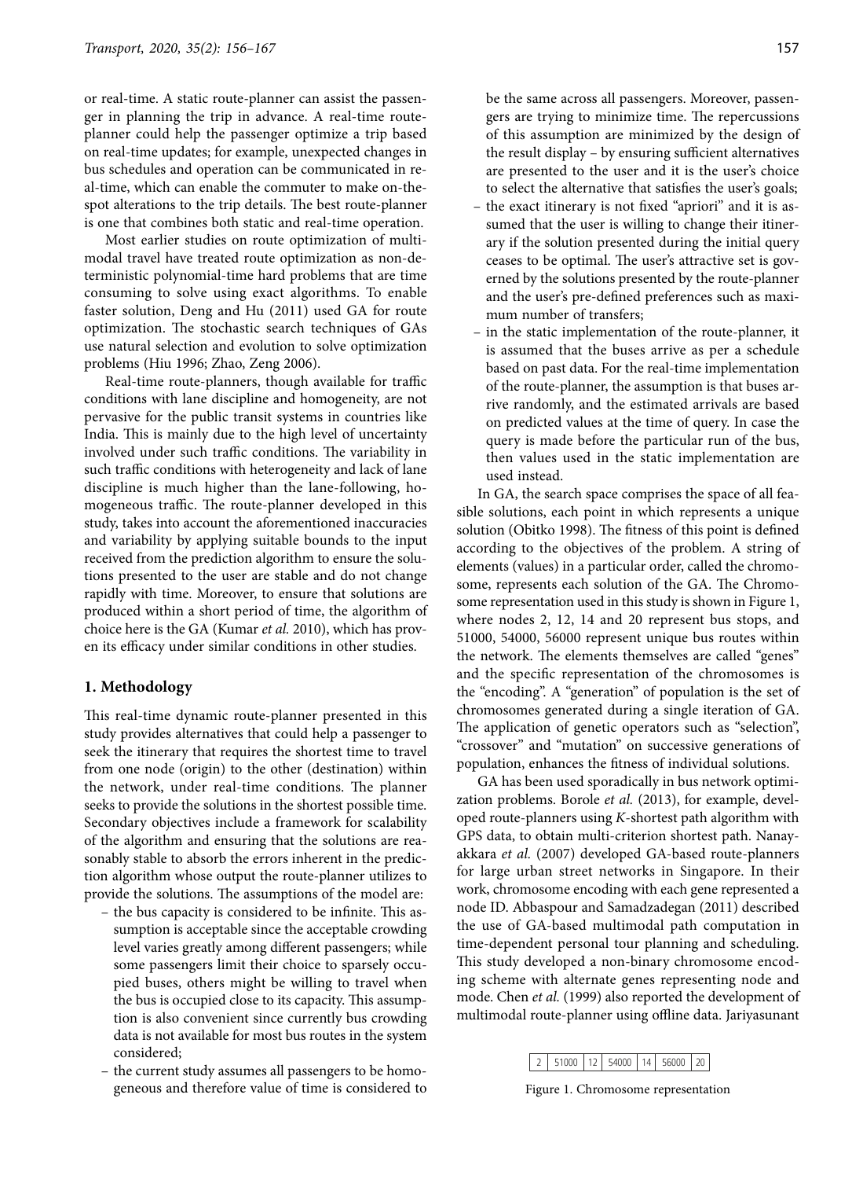or real-time. A static route-planner can assist the passenger in planning the trip in advance. A real-time route-planner could help the passenger optimize a trip based on real-time updates; for example, unexpected changes in bus schedules and operation can be communicated in real-time, which can enable the commuter to make on-the-spot alterations to the trip details. The best route-planner is one that combines both static and real-time operation.

Most earlier studies on route optimization of multimodal travel have treated route optimization as non-deterministic polynomial-time hard problems that are time consuming to solve using exact algorithms. To enable faster solution, Deng and Hu (2011) used GA for route optimization. The stochastic search techniques of GAs use natural selection and evolution to solve optimization problems (Hiu 1996; Zhao, Zeng 2006).

Real-time route-planners, though available for traffic conditions with lane discipline and homogeneity, are not pervasive for the public transit systems in countries like India. This is mainly due to the high level of uncertainty involved under such traffic conditions. The variability in such traffic conditions with heterogeneity and lack of lane discipline is much higher than the lane-following, homogeneous traffic. The route-planner developed in this study, takes into account the aforementioned inaccuracies and variability by applying suitable bounds to the input received from the prediction algorithm to ensure the solutions presented to the user are stable and do not change rapidly with time. Moreover, to ensure that solutions are produced within a short period of time, the algorithm of choice here is the GA (Kumar *et al.* 2010), which has proven its efficacy under similar conditions in other studies.

## 1. Methodology

This real-time dynamic route-planner presented in this study provides alternatives that could help a passenger to seek the itinerary that requires the shortest time to travel from one node (origin) to the other (destination) within the network, under real-time conditions. The planner seeks to provide the solutions in the shortest possible time. Secondary objectives include a framework for scalability of the algorithm and ensuring that the solutions are reasonably stable to absorb the errors inherent in the prediction algorithm whose output the route-planner utilizes to provide the solutions. The assumptions of the model are:

- the bus capacity is considered to be infinite. This assumption is acceptable since the acceptable crowding level varies greatly among different passengers; while some passengers limit their choice to sparsely occupied buses, others might be willing to travel when the bus is occupied close to its capacity. This assumption is also convenient since currently bus crowding data is not available for most bus routes in the system considered;
- the current study assumes all passengers to be homogeneous and therefore value of time is considered to be the same across all passengers. Moreover, passengers are trying to minimize time. The repercussions of this assumption are minimized by the design of the result display – by ensuring sufficient alternatives are presented to the user and it is the user's choice to select the alternative that satisfies the user's goals;
- the exact itinerary is not fixed "apriori" and it is assumed that the user is willing to change their itinerary if the solution presented during the initial query ceases to be optimal. The user's attractive set is governed by the solutions presented by the route-planner and the user's pre-defined preferences such as maximum number of transfers;
- in the static implementation of the route-planner, it is assumed that the buses arrive as per a schedule based on past data. For the real-time implementation of the route-planner, the assumption is that buses arrive randomly, and the estimated arrivals are based on predicted values at the time of query. In case the query is made before the particular run of the bus, then values used in the static implementation are used instead.

In GA, the search space comprises the space of all feasible solutions, each point in which represents a unique solution (Obitko 1998). The fitness of this point is defined according to the objectives of the problem. A string of elements (values) in a particular order, called the chromosome, represents each solution of the GA. The Chromosome representation used in this study is shown in Figure 1, where nodes 2, 12, 14 and 20 represent bus stops, and 51000, 54000, 56000 represent unique bus routes within the network. The elements themselves are called "genes" and the specific representation of the chromosomes is the "encoding". A "generation" of population is the set of chromosomes generated during a single iteration of GA. The application of genetic operators such as "selection", "crossover" and "mutation" on successive generations of population, enhances the fitness of individual solutions.

GA has been used sporadically in bus network optimization problems. Borole *et al.* (2013), for example, developed route-planners using *K*-shortest path algorithm with GPS data, to obtain multi-criterion shortest path. Nanayakkara *et al.* (2007) developed GA-based route-planners for large urban street networks in Singapore. In their work, chromosome encoding with each gene represented a node ID. Abbaspour and Samadzadegan (2011) described the use of GA-based multimodal path computation in time-dependent personal tour planning and scheduling. This study developed a non-binary chromosome encoding scheme with alternate genes representing node and mode. Chen *et al.* (1999) also reported the development of multimodal route-planner using offline data. Jariyasunant

| 2 | 51000 | 12 | 54000 | 14 | 56000 | 20 |
|---|---|---|---|---|---|---|

Figure 1. Chromosome representation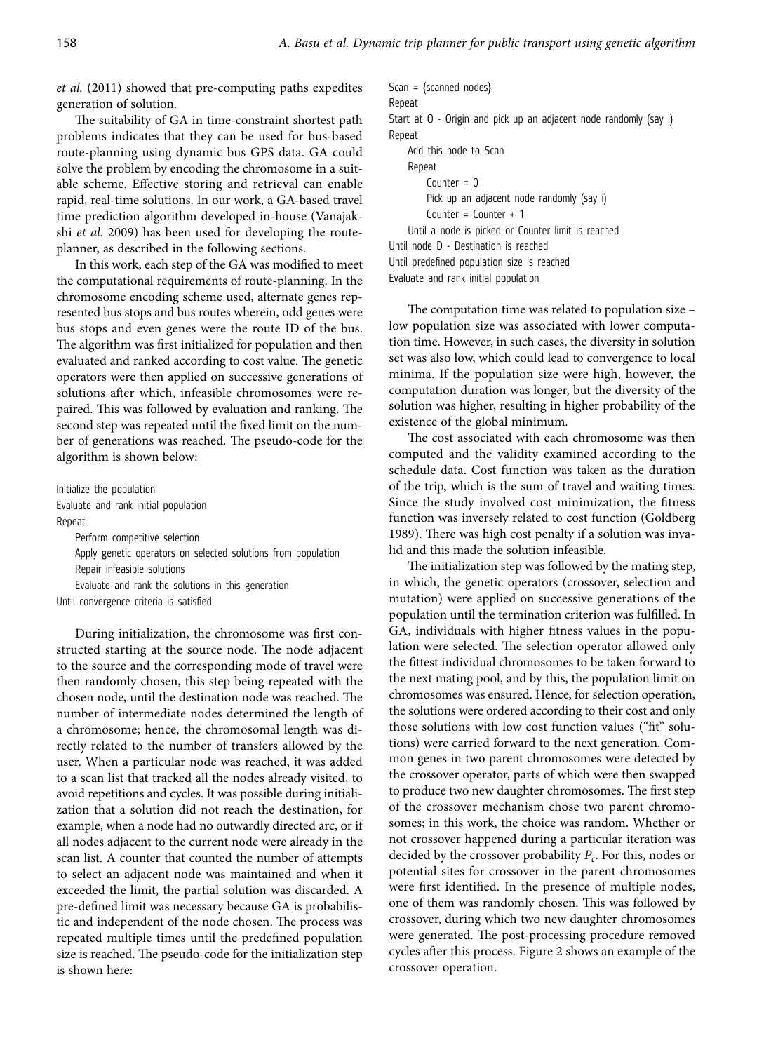*et al.* (2011) showed that pre-computing paths expedites generation of solution.

The suitability of GA in time-constraint shortest path problems indicates that they can be used for bus-based route-planning using dynamic bus GPS data. GA could solve the problem by encoding the chromosome in a suitable scheme. Effective storing and retrieval can enable rapid, real-time solutions. In our work, a GA-based travel time prediction algorithm developed in-house (Vanajakshi *et al.* 2009) has been used for developing the route-planner, as described in the following sections.

In this work, each step of the GA was modified to meet the computational requirements of route-planning. In the chromosome encoding scheme used, alternate genes represented bus stops and bus routes wherein, odd genes were bus stops and even genes were the route ID of the bus. The algorithm was first initialized for population and then evaluated and ranked according to cost value. The genetic operators were then applied on successive generations of solutions after which, infeasible chromosomes were repaired. This was followed by evaluation and ranking. The second step was repeated until the fixed limit on the number of generations was reached. The pseudo-code for the algorithm is shown below:

```
Initialize the population
Evaluate and rank initial population
Repeat
    Perform competitive selection
    Apply genetic operators on selected solutions from population
    Repair infeasible solutions
    Evaluate and rank the solutions in this generation
Until convergence criteria is satisfied
```

During initialization, the chromosome was first constructed starting at the source node. The node adjacent to the source and the corresponding mode of travel were then randomly chosen, this step being repeated with the chosen node, until the destination node was reached. The number of intermediate nodes determined the length of a chromosome; hence, the chromosomal length was directly related to the number of transfers allowed by the user. When a particular node was reached, it was added to a scan list that tracked all the nodes already visited, to avoid repetitions and cycles. It was possible during initialization that a solution did not reach the destination, for example, when a node had no outwardly directed arc, or if all nodes adjacent to the current node were already in the scan list. A counter that counted the number of attempts to select an adjacent node was maintained and when it exceeded the limit, the partial solution was discarded. A pre-defined limit was necessary because GA is probabilistic and independent of the node chosen. The process was repeated multiple times until the predefined population size is reached. The pseudo-code for the initialization step is shown here:

```
Scan = {scanned nodes}
Repeat
Start at O - Origin and pick up an adjacent node randomly (say i)
Repeat
    Add this node to Scan
    Repeat
        Counter = 0
        Pick up an adjacent node randomly (say i)
        Counter = Counter + 1
    Until a node is picked or Counter limit is reached
Until node D - Destination is reached
Until predefined population size is reached
Evaluate and rank initial population
```

The computation time was related to population size – low population size was associated with lower computation time. However, in such cases, the diversity in solution set was also low, which could lead to convergence to local minima. If the population size were high, however, the computation duration was longer, but the diversity of the solution was higher, resulting in higher probability of the existence of the global minimum.

The cost associated with each chromosome was then computed and the validity examined according to the schedule data. Cost function was taken as the duration of the trip, which is the sum of travel and waiting times. Since the study involved cost minimization, the fitness function was inversely related to cost function (Goldberg 1989). There was high cost penalty if a solution was invalid and this made the solution infeasible.

The initialization step was followed by the mating step, in which, the genetic operators (crossover, selection and mutation) were applied on successive generations of the population until the termination criterion was fulfilled. In GA, individuals with higher fitness values in the population were selected. The selection operator allowed only the fittest individual chromosomes to be taken forward to the next mating pool, and by this, the population limit on chromosomes was ensured. Hence, for selection operation, the solutions were ordered according to their cost and only those solutions with low cost function values ("fit" solutions) were carried forward to the next generation. Common genes in two parent chromosomes were detected by the crossover operator, parts of which were then swapped to produce two new daughter chromosomes. The first step of the crossover mechanism chose two parent chromosomes; in this work, the choice was random. Whether or not crossover happened during a particular iteration was decided by the crossover probability $P_c$. For this, nodes or potential sites for crossover in the parent chromosomes were first identified. In the presence of multiple nodes, one of them was randomly chosen. This was followed by crossover, during which two new daughter chromosomes were generated. The post-processing procedure removed cycles after this process. Figure 2 shows an example of the crossover operation.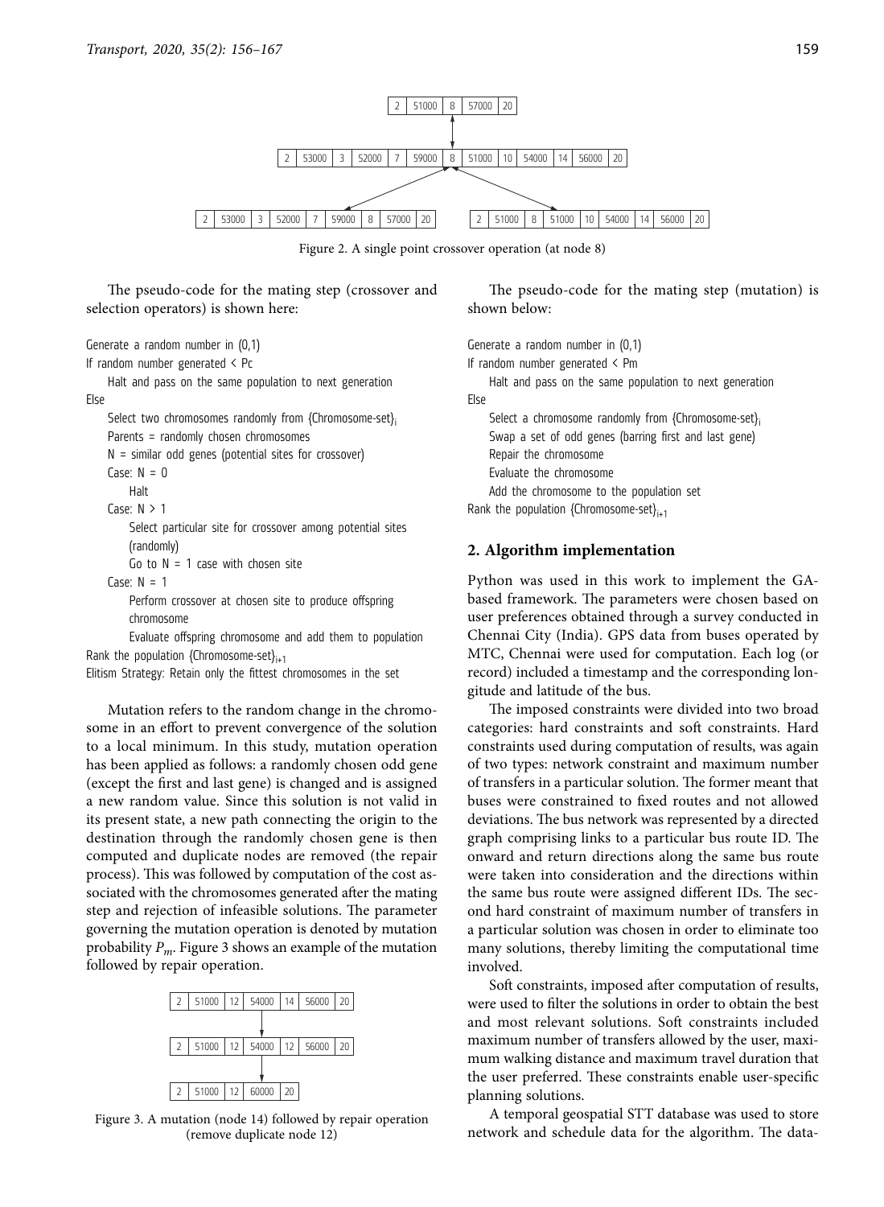| 2 | 51000 | 8 | 57000 | 20 |
|---|---|---|---|---|

| 2 | 53000 | 3 | 52000 | 7 | 59000 | 8 | 51000 | 10 | 54000 | 14 | 56000 | 20 |
|---|---|---|---|---|---|---|---|---|---|---|---|---|

| 2 | 53000 | 3 | 52000 | 7 | 59000 | 8 | 57000 | 20 |
|---|---|---|---|---|---|---|---|---|

| 2 | 51000 | 8 | 51000 | 10 | 54000 | 14 | 56000 | 20 |
|---|---|---|---|---|---|---|---|---|

Figure 2. A single point crossover operation (at node 8)

The pseudo-code for the mating step (crossover and selection operators) is shown here:

```
Generate a random number in (0,1)
If random number generated < Pc
    Halt and pass on the same population to next generation
Else
    Select two chromosomes randomly from {Chromosome-set}i
    Parents = randomly chosen chromosomes
    N = similar odd genes (potential sites for crossover)
    Case: N = 0
        Halt
    Case: N > 1
        Select particular site for crossover among potential sites
        (randomly)
        Go to N = 1 case with chosen site
    Case: N = 1
        Perform crossover at chosen site to produce offspring
        chromosome
        Evaluate offspring chromosome and add them to population
Rank the population {Chromosome-set}i+1
Elitism Strategy: Retain only the fittest chromosomes in the set
```

Mutation refers to the random change in the chromosome in an effort to prevent convergence of the solution to a local minimum. In this study, mutation operation has been applied as follows: a randomly chosen odd gene (except the first and last gene) is changed and is assigned a new random value. Since this solution is not valid in its present state, a new path connecting the origin to the destination through the randomly chosen gene is then computed and duplicate nodes are removed (the repair process). This was followed by computation of the cost associated with the chromosomes generated after the mating step and rejection of infeasible solutions. The parameter governing the mutation operation is denoted by mutation probability $P_m$. Figure 3 shows an example of the mutation followed by repair operation.

| 2 | 51000 | 12 | 54000 | 14 | 56000 | 20 |
|---|---|---|---|---|---|---|

| 2 | 51000 | 12 | 54000 | 12 | 56000 | 20 |
|---|---|---|---|---|---|---|

| 2 | 51000 | 12 | 60000 | 20 |
|---|---|---|---|---|

Figure 3. A mutation (node 14) followed by repair operation (remove duplicate node 12)

The pseudo-code for the mating step (mutation) is shown below:

```
Generate a random number in (0,1)
If random number generated < Pm
    Halt and pass on the same population to next generation
Else
    Select a chromosome randomly from {Chromosome-set}i
    Swap a set of odd genes (barring first and last gene)
    Repair the chromosome
    Evaluate the chromosome
    Add the chromosome to the population set
Rank the population {Chromosome-set}i+1
```

## 2. Algorithm implementation

Python was used in this work to implement the GA-based framework. The parameters were chosen based on user preferences obtained through a survey conducted in Chennai City (India). GPS data from buses operated by MTC, Chennai were used for computation. Each log (or record) included a timestamp and the corresponding longitude and latitude of the bus.

The imposed constraints were divided into two broad categories: hard constraints and soft constraints. Hard constraints used during computation of results, was again of two types: network constraint and maximum number of transfers in a particular solution. The former meant that buses were constrained to fixed routes and not allowed deviations. The bus network was represented by a directed graph comprising links to a particular bus route ID. The onward and return directions along the same bus route were taken into consideration and the directions within the same bus route were assigned different IDs. The second hard constraint of maximum number of transfers in a particular solution was chosen in order to eliminate too many solutions, thereby limiting the computational time involved.

Soft constraints, imposed after computation of results, were used to filter the solutions in order to obtain the best and most relevant solutions. Soft constraints included maximum number of transfers allowed by the user, maximum walking distance and maximum travel duration that the user preferred. These constraints enable user-specific planning solutions.

A temporal geospatial STT database was used to store network and schedule data for the algorithm. The data-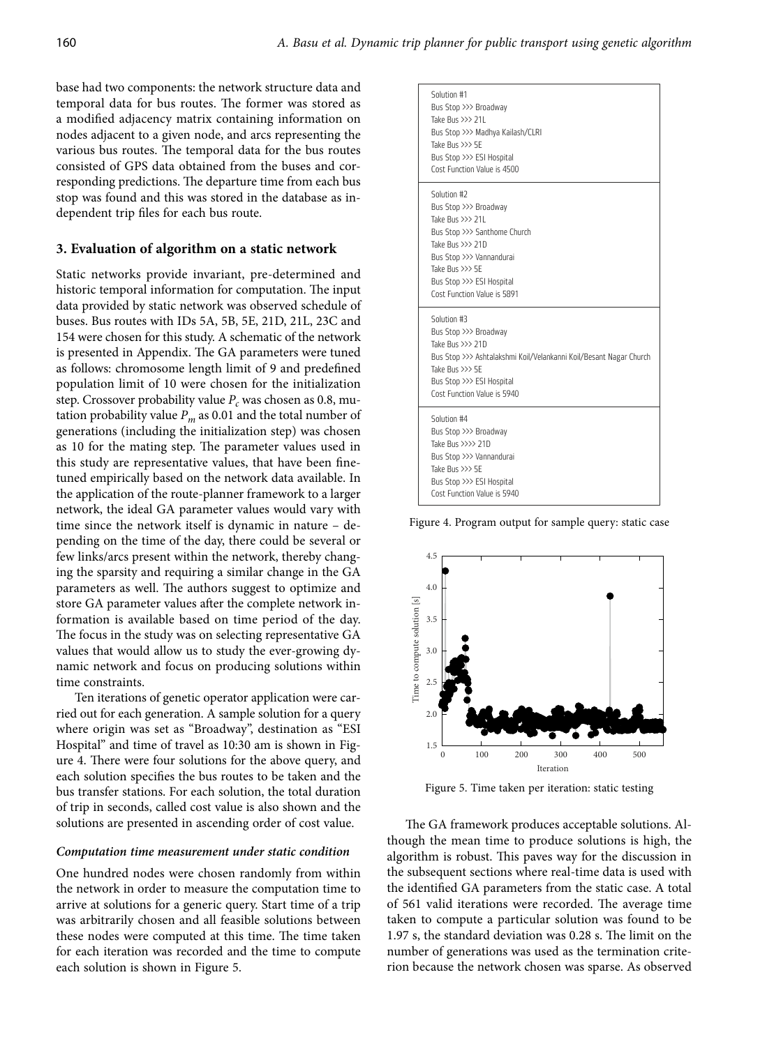base had two components: the network structure data and temporal data for bus routes. The former was stored as a modified adjacency matrix containing information on nodes adjacent to a given node, and arcs representing the various bus routes. The temporal data for the bus routes consisted of GPS data obtained from the buses and corresponding predictions. The departure time from each bus stop was found and this was stored in the database as independent trip files for each bus route.

## 3. Evaluation of algorithm on a static network

Static networks provide invariant, pre-determined and historic temporal information for computation. The input data provided by static network was observed schedule of buses. Bus routes with IDs 5A, 5B, 5E, 21D, 21L, 23C and 154 were chosen for this study. A schematic of the network is presented in Appendix. The GA parameters were tuned as follows: chromosome length limit of 9 and predefined population limit of 10 were chosen for the initialization step. Crossover probability value $P_c$ was chosen as 0.8, mutation probability value $P_m$ as 0.01 and the total number of generations (including the initialization step) was chosen as 10 for the mating step. The parameter values used in this study are representative values, that have been fine-tuned empirically based on the network data available. In the application of the route-planner framework to a larger network, the ideal GA parameter values would vary with time since the network itself is dynamic in nature – depending on the time of the day, there could be several or few links/arcs present within the network, thereby changing the sparsity and requiring a similar change in the GA parameters as well. The authors suggest to optimize and store GA parameter values after the complete network information is available based on time period of the day. The focus in the study was on selecting representative GA values that would allow us to study the ever-growing dynamic network and focus on producing solutions within time constraints.

Ten iterations of genetic operator application were carried out for each generation. A sample solution for a query where origin was set as "Broadway", destination as "ESI Hospital" and time of travel as 10:30 am is shown in Figure 4. There were four solutions for the above query, and each solution specifies the bus routes to be taken and the bus transfer stations. For each solution, the total duration of trip in seconds, called cost value is also shown and the solutions are presented in ascending order of cost value.

### *Computation time measurement under static condition*

One hundred nodes were chosen randomly from within the network in order to measure the computation time to arrive at solutions for a generic query. Start time of a trip was arbitrarily chosen and all feasible solutions between these nodes were computed at this time. The time taken for each iteration was recorded and the time to compute each solution is shown in Figure 5.

```
Solution #1
Bus Stop >>> Broadway
Take Bus >>> 21L
Bus Stop >>> Madhya Kailash/CLRI
Take Bus >>> 5E
Bus Stop >>> ESI Hospital
Cost Function Value is 4500

Solution #2
Bus Stop >>> Broadway
Take Bus >>> 21L
Bus Stop >>> Santhome Church
Take Bus >>> 21D
Bus Stop >>> Vannandurai
Take Bus >>> 5E
Bus Stop >>> ESI Hospital
Cost Function Value is 5891

Solution #3
Bus Stop >>> Broadway
Take Bus >>> 21D
Bus Stop >>> Ashtalakshmi Koil/Velankanni Koil/Besant Nagar Church
Take Bus >>> 5E
Bus Stop >>> ESI Hospital
Cost Function Value is 5940

Solution #4
Bus Stop >>> Broadway
Take Bus >>>> 21D
Bus Stop >>> Vannandurai
Take Bus >>> 5E
Bus Stop >>> ESI Hospital
Cost Function Value is 5940
```

Figure 4. Program output for sample query: static case

Figure 5. Time taken per iteration: static testing

The GA framework produces acceptable solutions. Although the mean time to produce solutions is high, the algorithm is robust. This paves way for the discussion in the subsequent sections where real-time data is used with the identified GA parameters from the static case. A total of 561 valid iterations were recorded. The average time taken to compute a particular solution was found to be 1.97 s, the standard deviation was 0.28 s. The limit on the number of generations was used as the termination criterion because the network chosen was sparse. As observed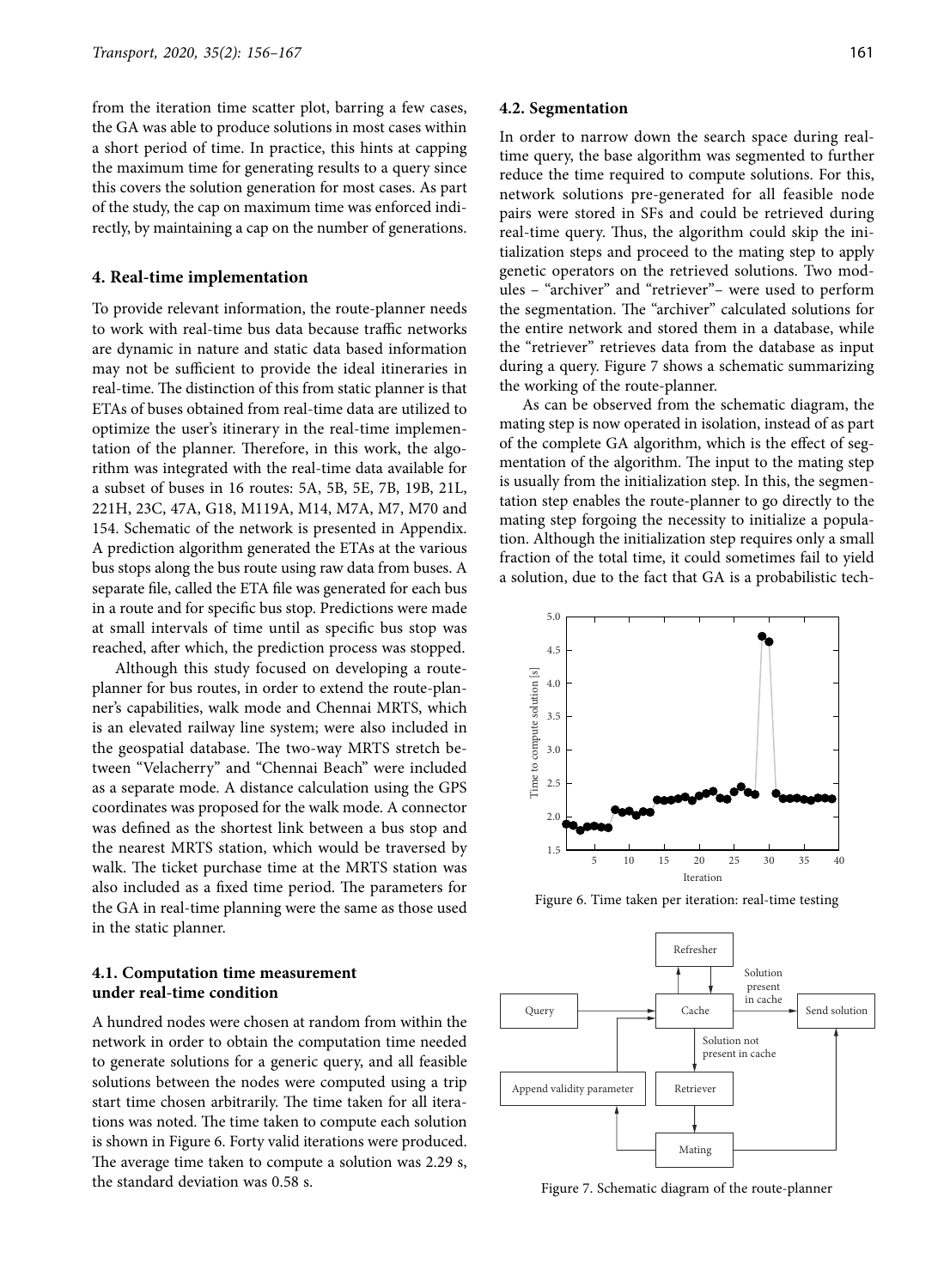from the iteration time scatter plot, barring a few cases, the GA was able to produce solutions in most cases within a short period of time. In practice, this hints at capping the maximum time for generating results to a query since this covers the solution generation for most cases. As part of the study, the cap on maximum time was enforced indirectly, by maintaining a cap on the number of generations.

## 4. Real-time implementation

To provide relevant information, the route-planner needs to work with real-time bus data because traffic networks are dynamic in nature and static data based information may not be sufficient to provide the ideal itineraries in real-time. The distinction of this from static planner is that ETAs of buses obtained from real-time data are utilized to optimize the user's itinerary in the real-time implementation of the planner. Therefore, in this work, the algorithm was integrated with the real-time data available for a subset of buses in 16 routes: 5A, 5B, 5E, 7B, 19B, 21L, 221H, 23C, 47A, G18, M119A, M14, M7A, M7, M70 and 154. Schematic of the network is presented in Appendix. A prediction algorithm generated the ETAs at the various bus stops along the bus route using raw data from buses. A separate file, called the ETA file was generated for each bus in a route and for specific bus stop. Predictions were made at small intervals of time until as specific bus stop was reached, after which, the prediction process was stopped.

Although this study focused on developing a route-planner for bus routes, in order to extend the route-planner's capabilities, walk mode and Chennai MRTS, which is an elevated railway line system; were also included in the geospatial database. The two-way MRTS stretch between "Velacherry" and "Chennai Beach" were included as a separate mode. A distance calculation using the GPS coordinates was proposed for the walk mode. A connector was defined as the shortest link between a bus stop and the nearest MRTS station, which would be traversed by walk. The ticket purchase time at the MRTS station was also included as a fixed time period. The parameters for the GA in real-time planning were the same as those used in the static planner.

### 4.1. Computation time measurement under real-time condition

A hundred nodes were chosen at random from within the network in order to obtain the computation time needed to generate solutions for a generic query, and all feasible solutions between the nodes were computed using a trip start time chosen arbitrarily. The time taken for all iterations was noted. The time taken to compute each solution is shown in Figure 6. Forty valid iterations were produced. The average time taken to compute a solution was 2.29 s, the standard deviation was 0.58 s.

### 4.2. Segmentation

In order to narrow down the search space during real-time query, the base algorithm was segmented to further reduce the time required to compute solutions. For this, network solutions pre-generated for all feasible node pairs were stored in SFs and could be retrieved during real-time query. Thus, the algorithm could skip the initialization steps and proceed to the mating step to apply genetic operators on the retrieved solutions. Two modules – "archiver" and "retriever"– were used to perform the segmentation. The "archiver" calculated solutions for the entire network and stored them in a database, while the "retriever" retrieves data from the database as input during a query. Figure 7 shows a schematic summarizing the working of the route-planner.

As can be observed from the schematic diagram, the mating step is now operated in isolation, instead of as part of the complete GA algorithm, which is the effect of segmentation of the algorithm. The input to the mating step is usually from the initialization step. In this, the segmentation step enables the route-planner to go directly to the mating step forgoing the necessity to initialize a population. Although the initialization step requires only a small fraction of the total time, it could sometimes fail to yield a solution, due to the fact that GA is a probabilistic tech-

Figure 6. Time taken per iteration: real-time testing

Figure 7. Schematic diagram of the route-planner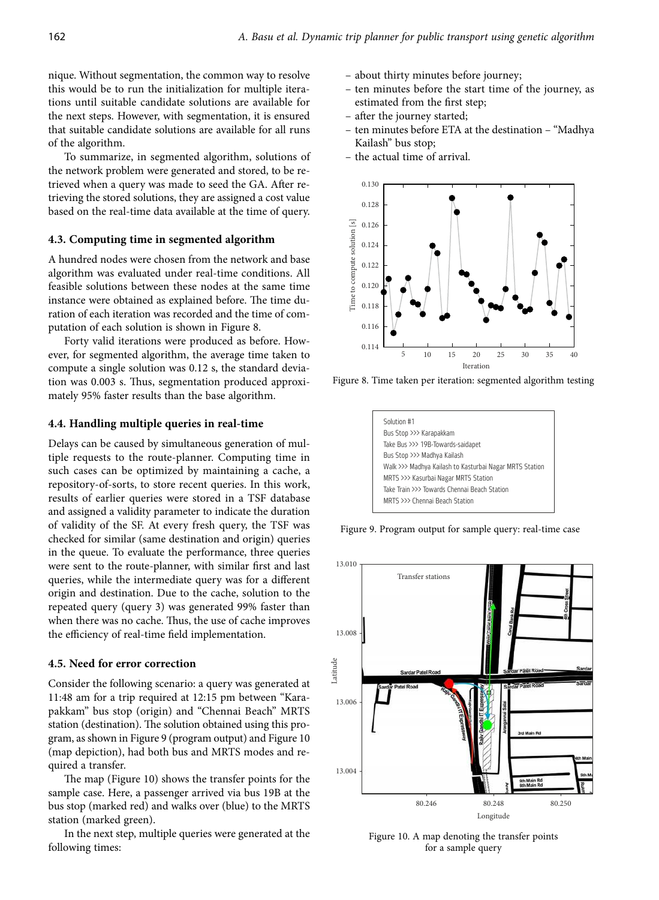nique. Without segmentation, the common way to resolve this would be to run the initialization for multiple iterations until suitable candidate solutions are available for the next steps. However, with segmentation, it is ensured that suitable candidate solutions are available for all runs of the algorithm.

To summarize, in segmented algorithm, solutions of the network problem were generated and stored, to be retrieved when a query was made to seed the GA. After retrieving the stored solutions, they are assigned a cost value based on the real-time data available at the time of query.

### 4.3. Computing time in segmented algorithm

A hundred nodes were chosen from the network and base algorithm was evaluated under real-time conditions. All feasible solutions between these nodes at the same time instance were obtained as explained before. The time duration of each iteration was recorded and the time of computation of each solution is shown in Figure 8.

Forty valid iterations were produced as before. However, for segmented algorithm, the average time taken to compute a single solution was 0.12 s, the standard deviation was 0.003 s. Thus, segmentation produced approximately 95% faster results than the base algorithm.

### 4.4. Handling multiple queries in real-time

Delays can be caused by simultaneous generation of multiple requests to the route-planner. Computing time in such cases can be optimized by maintaining a cache, a repository-of-sorts, to store recent queries. In this work, results of earlier queries were stored in a TSF database and assigned a validity parameter to indicate the duration of validity of the SF. At every fresh query, the TSF was checked for similar (same destination and origin) queries in the queue. To evaluate the performance, three queries were sent to the route-planner, with similar first and last queries, while the intermediate query was for a different origin and destination. Due to the cache, solution to the repeated query (query 3) was generated 99% faster than when there was no cache. Thus, the use of cache improves the efficiency of real-time field implementation.

### 4.5. Need for error correction

Consider the following scenario: a query was generated at 11:48 am for a trip required at 12:15 pm between "Karapakkam" bus stop (origin) and "Chennai Beach" MRTS station (destination). The solution obtained using this program, as shown in Figure 9 (program output) and Figure 10 (map depiction), had both bus and MRTS modes and required a transfer.

The map (Figure 10) shows the transfer points for the sample case. Here, a passenger arrived via bus 19B at the bus stop (marked red) and walks over (blue) to the MRTS station (marked green).

In the next step, multiple queries were generated at the following times:

- about thirty minutes before journey;
- ten minutes before the start time of the journey, as estimated from the first step;
- after the journey started;
- ten minutes before ETA at the destination – "Madhya Kailash" bus stop;
- the actual time of arrival.

Figure 8. Time taken per iteration: segmented algorithm testing

```
Solution #1
Bus Stop >>> Karapakkam
Take Bus >>> 19B-Towards-saidapet
Bus Stop >>> Madhya Kailash
Walk >>> Madhya Kailash to Kasturbai Nagar MRTS Station
MRTS >>> Kasurbai Nagar MRTS Station
Take Train >>> Towards Chennai Beach Station
MRTS >>> Chennai Beach Station
```

Figure 9. Program output for sample query: real-time case

Figure 10. A map denoting the transfer points for a sample query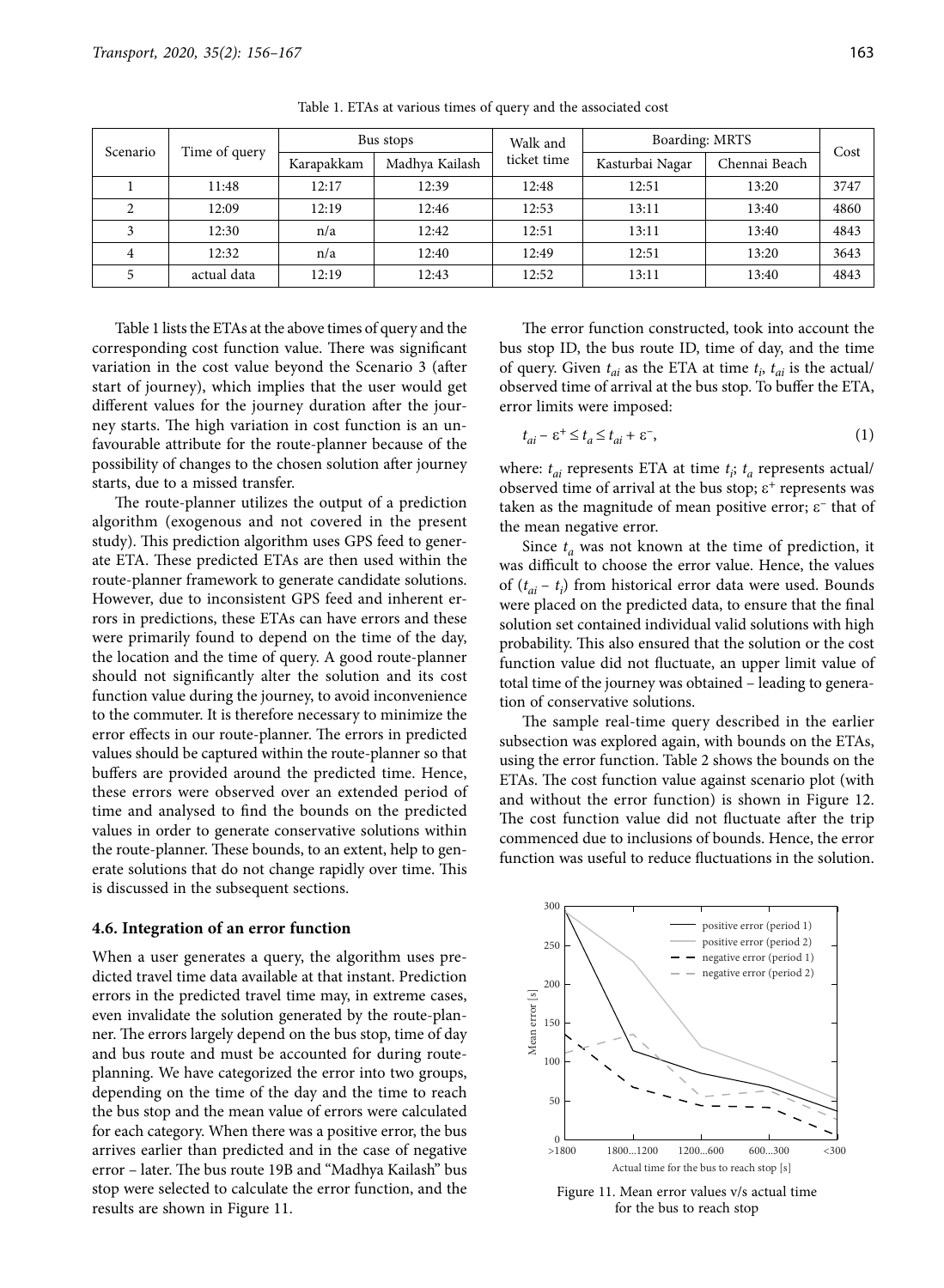Table 1. ETAs at various times of query and the associated cost

| Scenario | Time of query | Bus stops | | Walk and ticket time | Boarding: MRTS | | Cost |
|---|---|---|---|---|---|---|---|
| | | Karapakkam | Madhya Kailash | | Kasturbai Nagar | Chennai Beach | |
| 1 | 11:48 | 12:17 | 12:39 | 12:48 | 12:51 | 13:20 | 3747 |
| 2 | 12:09 | 12:19 | 12:46 | 12:53 | 13:11 | 13:40 | 4860 |
| 3 | 12:30 | n/a | 12:42 | 12:51 | 13:11 | 13:40 | 4843 |
| 4 | 12:32 | n/a | 12:40 | 12:49 | 12:51 | 13:20 | 3643 |
| 5 | actual data | 12:19 | 12:43 | 12:52 | 13:11 | 13:40 | 4843 |

Table 1 lists the ETAs at the above times of query and the corresponding cost function value. There was significant variation in the cost value beyond the Scenario 3 (after start of journey), which implies that the user would get different values for the journey duration after the journey starts. The high variation in cost function is an unfavourable attribute for the route-planner because of the possibility of changes to the chosen solution after journey starts, due to a missed transfer.

The route-planner utilizes the output of a prediction algorithm (exogenous and not covered in the present study). This prediction algorithm uses GPS feed to generate ETA. These predicted ETAs are then used within the route-planner framework to generate candidate solutions. However, due to inconsistent GPS feed and inherent errors in predictions, these ETAs can have errors and these were primarily found to depend on the time of the day, the location and the time of query. A good route-planner should not significantly alter the solution and its cost function value during the journey, to avoid inconvenience to the commuter. It is therefore necessary to minimize the error effects in our route-planner. The errors in predicted values should be captured within the route-planner so that buffers are provided around the predicted time. Hence, these errors were observed over an extended period of time and analysed to find the bounds on the predicted values in order to generate conservative solutions within the route-planner. These bounds, to an extent, help to generate solutions that do not change rapidly over time. This is discussed in the subsequent sections.

### 4.6. Integration of an error function

When a user generates a query, the algorithm uses predicted travel time data available at that instant. Prediction errors in the predicted travel time may, in extreme cases, even invalidate the solution generated by the route-planner. The errors largely depend on the bus stop, time of day and bus route and must be accounted for during route-planning. We have categorized the error into two groups, depending on the time of the day and the time to reach the bus stop and the mean value of errors were calculated for each category. When there was a positive error, the bus arrives earlier than predicted and in the case of negative error – later. The bus route 19B and "Madhya Kailash" bus stop were selected to calculate the error function, and the results are shown in Figure 11.

The error function constructed, took into account the bus stop ID, the bus route ID, time of day, and the time of query. Given $t_{ai}$ as the ETA at time $t_i$, $t_{ai}$ is the actual/observed time of arrival at the bus stop. To buffer the ETA, error limits were imposed:

$$t_{ai} - \varepsilon^{+} \leq t_a \leq t_{ai} + \varepsilon^{-}, \tag{1}$$

where: $t_{ai}$ represents ETA at time $t_i$; $t_a$ represents actual/observed time of arrival at the bus stop; $\varepsilon^{+}$ represents was taken as the magnitude of mean positive error; $\varepsilon^{-}$ that of the mean negative error.

Since $t_a$ was not known at the time of prediction, it was difficult to choose the error value. Hence, the values of $(t_{ai} - t_i)$ from historical error data were used. Bounds were placed on the predicted data, to ensure that the final solution set contained individual valid solutions with high probability. This also ensured that the solution or the cost function value did not fluctuate, an upper limit value of total time of the journey was obtained – leading to generation of conservative solutions.

The sample real-time query described in the earlier subsection was explored again, with bounds on the ETAs, using the error function. Table 2 shows the bounds on the ETAs. The cost function value against scenario plot (with and without the error function) is shown in Figure 12. The cost function value did not fluctuate after the trip commenced due to inclusions of bounds. Hence, the error function was useful to reduce fluctuations in the solution.

Figure 11. Mean error values v/s actual time for the bus to reach stop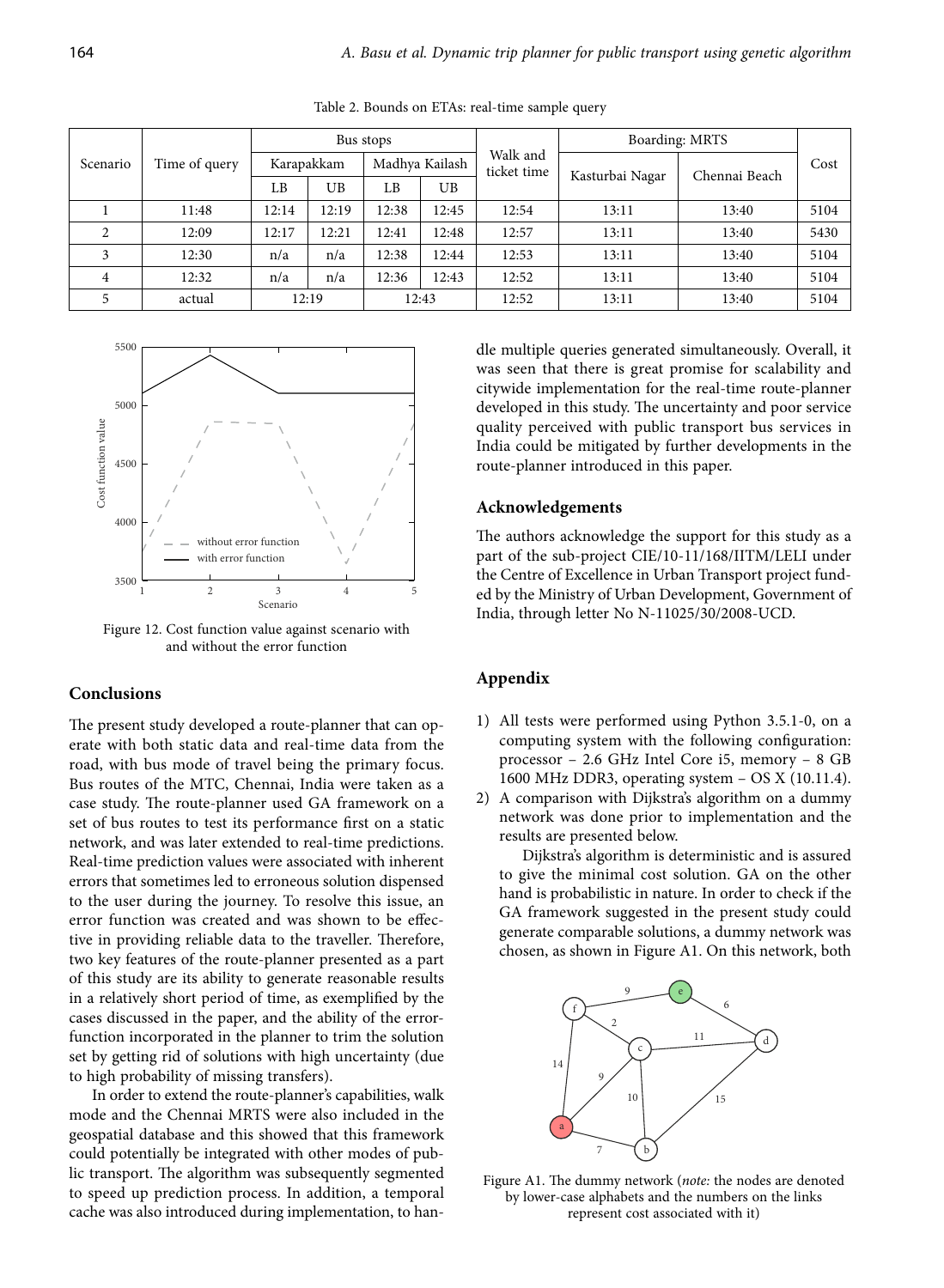Table 2. Bounds on ETAs: real-time sample query

| Scenario | Time of query | Bus stops | | | | Walk and ticket time | Boarding: MRTS | | Cost |
|---|---|---|---|---|---|---|---|---|---|
| | | Karapakkam | | Madhya Kailash | | | Kasturbai Nagar | Chennai Beach | |
| | | LB | UB | LB | UB | | | | |
| 1 | 11:48 | 12:14 | 12:19 | 12:38 | 12:45 | 12:54 | 13:11 | 13:40 | 5104 |
| 2 | 12:09 | 12:17 | 12:21 | 12:41 | 12:48 | 12:57 | 13:11 | 13:40 | 5430 |
| 3 | 12:30 | n/a | n/a | 12:38 | 12:44 | 12:53 | 13:11 | 13:40 | 5104 |
| 4 | 12:32 | n/a | n/a | 12:36 | 12:43 | 12:52 | 13:11 | 13:40 | 5104 |
| 5 | actual | 12:19 | | 12:43 | | 12:52 | 13:11 | 13:40 | 5104 |

Figure 12. Cost function value against scenario with and without the error function

## Conclusions

The present study developed a route-planner that can operate with both static data and real-time data from the road, with bus mode of travel being the primary focus. Bus routes of the MTC, Chennai, India were taken as a case study. The route-planner used GA framework on a set of bus routes to test its performance first on a static network, and was later extended to real-time predictions. Real-time prediction values were associated with inherent errors that sometimes led to erroneous solution dispensed to the user during the journey. To resolve this issue, an error function was created and was shown to be effective in providing reliable data to the traveller. Therefore, two key features of the route-planner presented as a part of this study are its ability to generate reasonable results in a relatively short period of time, as exemplified by the cases discussed in the paper, and the ability of the error-function incorporated in the planner to trim the solution set by getting rid of solutions with high uncertainty (due to high probability of missing transfers).

In order to extend the route-planner's capabilities, walk mode and the Chennai MRTS were also included in the geospatial database and this showed that this framework could potentially be integrated with other modes of public transport. The algorithm was subsequently segmented to speed up prediction process. In addition, a temporal cache was also introduced during implementation, to handle multiple queries generated simultaneously. Overall, it was seen that there is great promise for scalability and citywide implementation for the real-time route-planner developed in this study. The uncertainty and poor service quality perceived with public transport bus services in India could be mitigated by further developments in the route-planner introduced in this paper.

## Acknowledgements

The authors acknowledge the support for this study as a part of the sub-project CIE/10-11/168/IITM/LELI under the Centre of Excellence in Urban Transport project funded by the Ministry of Urban Development, Government of India, through letter No N-11025/30/2008-UCD.

## Appendix

1) All tests were performed using Python 3.5.1-0, on a computing system with the following configuration: processor – 2.6 GHz Intel Core i5, memory – 8 GB 1600 MHz DDR3, operating system – OS X (10.11.4).
2) A comparison with Dijkstra's algorithm on a dummy network was done prior to implementation and the results are presented below.

   Dijkstra's algorithm is deterministic and is assured to give the minimal cost solution. GA on the other hand is probabilistic in nature. In order to check if the GA framework suggested in the present study could generate comparable solutions, a dummy network was chosen, as shown in Figure A1. On this network, both

Figure A1. The dummy network (*note:* the nodes are denoted by lower-case alphabets and the numbers on the links represent cost associated with it)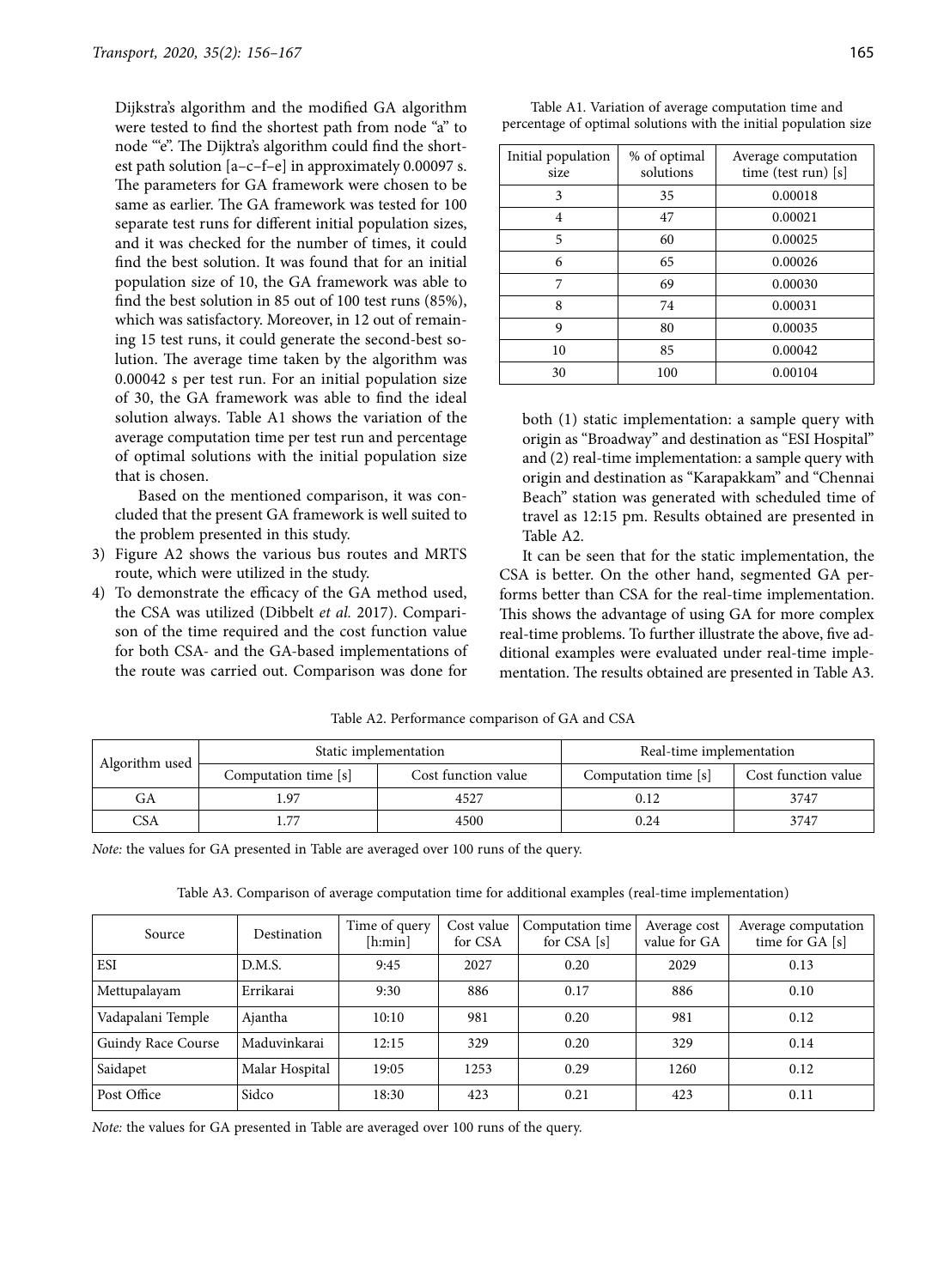Dijkstra's algorithm and the modified GA algorithm were tested to find the shortest path from node "a" to node "'e". The Dijktra's algorithm could find the shortest path solution [a–c–f–e] in approximately 0.00097 s. The parameters for GA framework were chosen to be same as earlier. The GA framework was tested for 100 separate test runs for different initial population sizes, and it was checked for the number of times, it could find the best solution. It was found that for an initial population size of 10, the GA framework was able to find the best solution in 85 out of 100 test runs (85%), which was satisfactory. Moreover, in 12 out of remaining 15 test runs, it could generate the second-best solution. The average time taken by the algorithm was 0.00042 s per test run. For an initial population size of 30, the GA framework was able to find the ideal solution always. Table A1 shows the variation of the average computation time per test run and percentage of optimal solutions with the initial population size that is chosen.

Based on the mentioned comparison, it was concluded that the present GA framework is well suited to the problem presented in this study.

3) Figure A2 shows the various bus routes and MRTS route, which were utilized in the study.
4) To demonstrate the efficacy of the GA method used, the CSA was utilized (Dibbelt *et al.* 2017). Comparison of the time required and the cost function value for both CSA- and the GA-based implementations of the route was carried out. Comparison was done for both (1) static implementation: a sample query with origin as "Broadway" and destination as "ESI Hospital" and (2) real-time implementation: a sample query with origin and destination as "Karapakkam" and "Chennai Beach" station was generated with scheduled time of travel as 12:15 pm. Results obtained are presented in Table A2.

It can be seen that for the static implementation, the CSA is better. On the other hand, segmented GA performs better than CSA for the real-time implementation. This shows the advantage of using GA for more complex real-time problems. To further illustrate the above, five additional examples were evaluated under real-time implementation. The results obtained are presented in Table A3.

Table A1. Variation of average computation time and percentage of optimal solutions with the initial population size

| Initial population size | % of optimal solutions | Average computation time (test run) [s] |
|---|---|---|
| 3 | 35 | 0.00018 |
| 4 | 47 | 0.00021 |
| 5 | 60 | 0.00025 |
| 6 | 65 | 0.00026 |
| 7 | 69 | 0.00030 |
| 8 | 74 | 0.00031 |
| 9 | 80 | 0.00035 |
| 10 | 85 | 0.00042 |
| 30 | 100 | 0.00104 |

Table A2. Performance comparison of GA and CSA

| Algorithm used | Static implementation | | Real-time implementation | |
|---|---|---|---|---|
| | Computation time [s] | Cost function value | Computation time [s] | Cost function value |
| GA | 1.97 | 4527 | 0.12 | 3747 |
| CSA | 1.77 | 4500 | 0.24 | 3747 |

*Note:* the values for GA presented in Table are averaged over 100 runs of the query.

Table A3. Comparison of average computation time for additional examples (real-time implementation)

| Source | Destination | Time of query [h:min] | Cost value for CSA | Computation time for CSA [s] | Average cost value for GA | Average computation time for GA [s] |
|---|---|---|---|---|---|---|
| ESI | D.M.S. | 9:45 | 2027 | 0.20 | 2029 | 0.13 |
| Mettupalayam | Errikarai | 9:30 | 886 | 0.17 | 886 | 0.10 |
| Vadapalani Temple | Ajantha | 10:10 | 981 | 0.20 | 981 | 0.12 |
| Guindy Race Course | Maduvinkarai | 12:15 | 329 | 0.20 | 329 | 0.14 |
| Saidapet | Malar Hospital | 19:05 | 1253 | 0.29 | 1260 | 0.12 |
| Post Office | Sidco | 18:30 | 423 | 0.21 | 423 | 0.11 |

*Note:* the values for GA presented in Table are averaged over 100 runs of the query.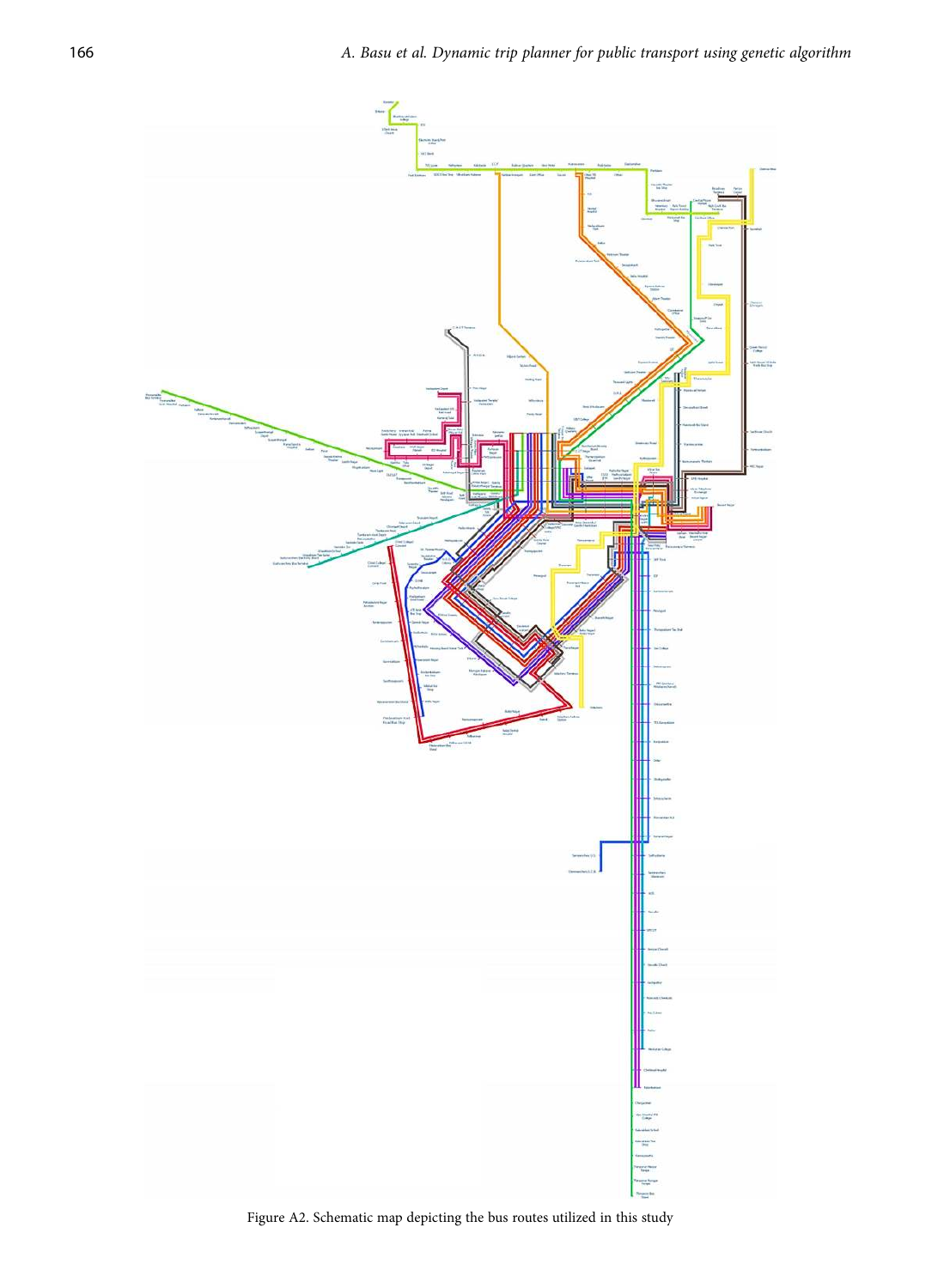Figure A2. Schematic map depicting the bus routes utilized in this study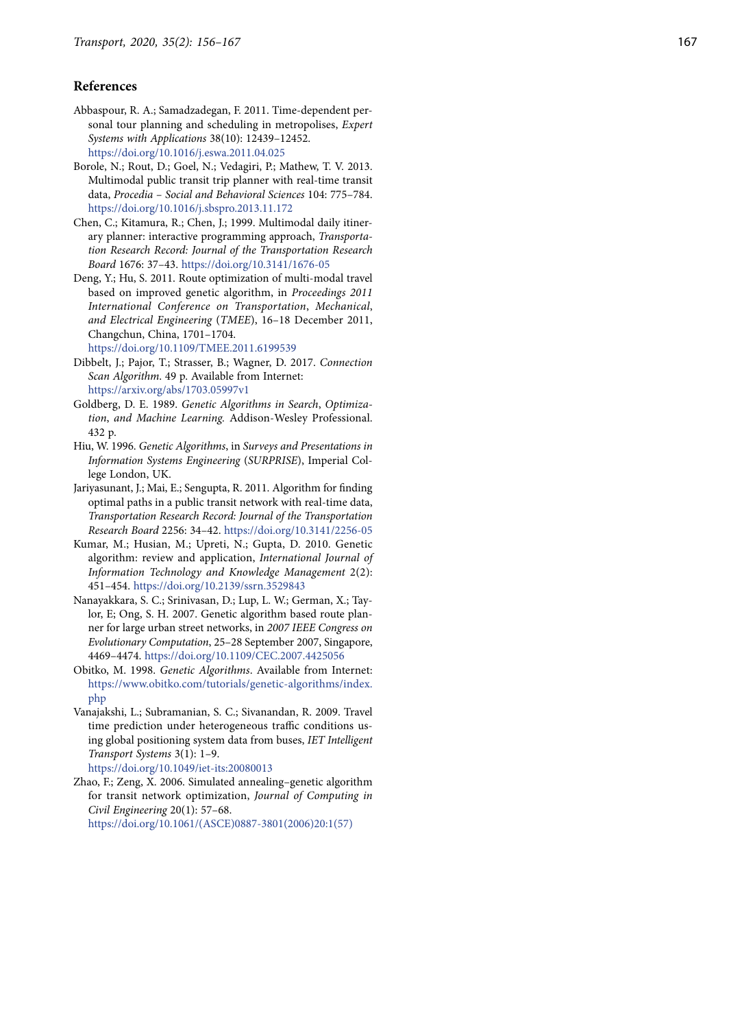## References

Abbaspour, R. A.; Samadzadegan, F. 2011. Time-dependent personal tour planning and scheduling in metropolises, *Expert Systems with Applications* 38(10): 12439–12452. https://doi.org/10.1016/j.eswa.2011.04.025

Borole, N.; Rout, D.; Goel, N.; Vedagiri, P.; Mathew, T. V. 2013. Multimodal public transit trip planner with real-time transit data, *Procedia – Social and Behavioral Sciences* 104: 775–784. https://doi.org/10.1016/j.sbspro.2013.11.172

Chen, C.; Kitamura, R.; Chen, J.; 1999. Multimodal daily itinerary planner: interactive programming approach, *Transportation Research Record: Journal of the Transportation Research Board* 1676: 37–43. https://doi.org/10.3141/1676-05

Deng, Y.; Hu, S. 2011. Route optimization of multi-modal travel based on improved genetic algorithm, in *Proceedings 2011 International Conference on Transportation*, *Mechanical*, *and Electrical Engineering* (*TMEE*), 16–18 December 2011, Changchun, China, 1701–1704. https://doi.org/10.1109/TMEE.2011.6199539

Dibbelt, J.; Pajor, T.; Strasser, B.; Wagner, D. 2017. *Connection Scan Algorithm*. 49 p. Available from Internet: https://arxiv.org/abs/1703.05997v1

Goldberg, D. E. 1989. *Genetic Algorithms in Search*, *Optimization*, *and Machine Learning.* Addison-Wesley Professional. 432 p.

Hiu, W. 1996. *Genetic Algorithms*, in *Surveys and Presentations in Information Systems Engineering* (*SURPRISE*), Imperial College London, UK.

Jariyasunant, J.; Mai, E.; Sengupta, R. 2011. Algorithm for finding optimal paths in a public transit network with real-time data, *Transportation Research Record: Journal of the Transportation Research Board* 2256: 34–42. https://doi.org/10.3141/2256-05

Kumar, M.; Husian, M.; Upreti, N.; Gupta, D. 2010. Genetic algorithm: review and application, *International Journal of Information Technology and Knowledge Management* 2(2): 451–454. https://doi.org/10.2139/ssrn.3529843

Nanayakkara, S. C.; Srinivasan, D.; Lup, L. W.; German, X.; Taylor, E; Ong, S. H. 2007. Genetic algorithm based route planner for large urban street networks, in *2007 IEEE Congress on Evolutionary Computation*, 25–28 September 2007, Singapore, 4469–4474. https://doi.org/10.1109/CEC.2007.4425056

Obitko, M. 1998. *Genetic Algorithms*. Available from Internet: https://www.obitko.com/tutorials/genetic-algorithms/index.php

Vanajakshi, L.; Subramanian, S. C.; Sivanandan, R. 2009. Travel time prediction under heterogeneous traffic conditions using global positioning system data from buses, *IET Intelligent Transport Systems* 3(1): 1–9. https://doi.org/10.1049/iet-its:20080013

Zhao, F.; Zeng, X. 2006. Simulated annealing–genetic algorithm for transit network optimization, *Journal of Computing in Civil Engineering* 20(1): 57–68. https://doi.org/10.1061/(ASCE)0887-3801(2006)20:1(57)